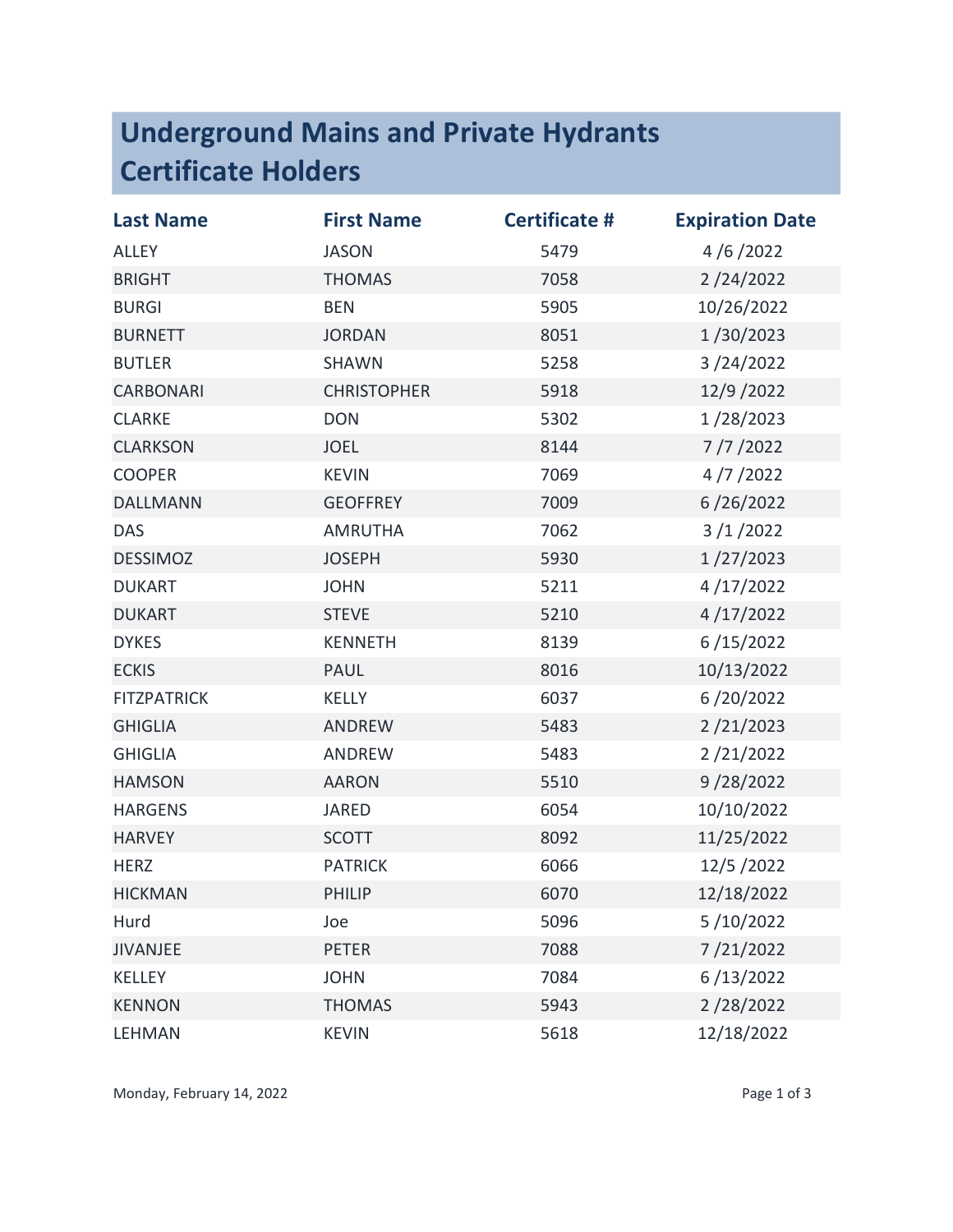# Underground Mains and Private Hydrants Certificate Holders

| Last Name | First Name | Certificate # | Expiration Date |
|---|---|---|---|
| ALLEY | JASON | 5479 | 4 /6 /2022 |
| BRIGHT | THOMAS | 7058 | 2 /24/2022 |
| BURGI | BEN | 5905 | 10/26/2022 |
| BURNETT | JORDAN | 8051 | 1 /30/2023 |
| BUTLER | SHAWN | 5258 | 3 /24/2022 |
| CARBONARI | CHRISTOPHER | 5918 | 12/9 /2022 |
| CLARKE | DON | 5302 | 1 /28/2023 |
| CLARKSON | JOEL | 8144 | 7 /7 /2022 |
| COOPER | KEVIN | 7069 | 4 /7 /2022 |
| DALLMANN | GEOFFREY | 7009 | 6 /26/2022 |
| DAS | AMRUTHA | 7062 | 3 /1 /2022 |
| DESSIMOZ | JOSEPH | 5930 | 1 /27/2023 |
| DUKART | JOHN | 5211 | 4 /17/2022 |
| DUKART | STEVE | 5210 | 4 /17/2022 |
| DYKES | KENNETH | 8139 | 6 /15/2022 |
| ECKIS | PAUL | 8016 | 10/13/2022 |
| FITZPATRICK | KELLY | 6037 | 6 /20/2022 |
| GHIGLIA | ANDREW | 5483 | 2 /21/2023 |
| GHIGLIA | ANDREW | 5483 | 2 /21/2022 |
| HAMSON | AARON | 5510 | 9 /28/2022 |
| HARGENS | JARED | 6054 | 10/10/2022 |
| HARVEY | SCOTT | 8092 | 11/25/2022 |
| HERZ | PATRICK | 6066 | 12/5 /2022 |
| HICKMAN | PHILIP | 6070 | 12/18/2022 |
| Hurd | Joe | 5096 | 5 /10/2022 |
| JIVANJEE | PETER | 7088 | 7 /21/2022 |
| KELLEY | JOHN | 7084 | 6 /13/2022 |
| KENNON | THOMAS | 5943 | 2 /28/2022 |
| LEHMAN | KEVIN | 5618 | 12/18/2022 |

Monday, February 14, 2022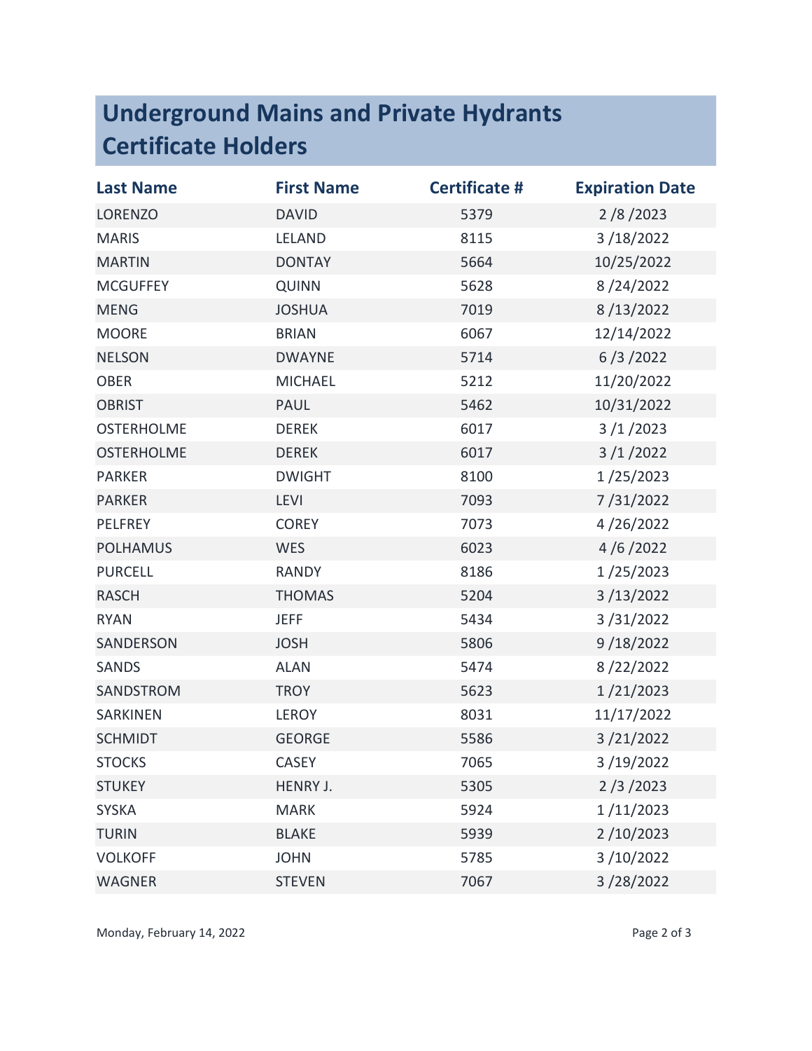# Underground Mains and Private Hydrants Certificate Holders

| Last Name | First Name | Certificate # | Expiration Date |
|---|---|---|---|
| LORENZO | DAVID | 5379 | 2 /8 /2023 |
| MARIS | LELAND | 8115 | 3 /18/2022 |
| MARTIN | DONTAY | 5664 | 10/25/2022 |
| MCGUFFEY | QUINN | 5628 | 8 /24/2022 |
| MENG | JOSHUA | 7019 | 8 /13/2022 |
| MOORE | BRIAN | 6067 | 12/14/2022 |
| NELSON | DWAYNE | 5714 | 6 /3 /2022 |
| OBER | MICHAEL | 5212 | 11/20/2022 |
| OBRIST | PAUL | 5462 | 10/31/2022 |
| OSTERHOLME | DEREK | 6017 | 3 /1 /2023 |
| OSTERHOLME | DEREK | 6017 | 3 /1 /2022 |
| PARKER | DWIGHT | 8100 | 1 /25/2023 |
| PARKER | LEVI | 7093 | 7 /31/2022 |
| PELFREY | COREY | 7073 | 4 /26/2022 |
| POLHAMUS | WES | 6023 | 4 /6 /2022 |
| PURCELL | RANDY | 8186 | 1 /25/2023 |
| RASCH | THOMAS | 5204 | 3 /13/2022 |
| RYAN | JEFF | 5434 | 3 /31/2022 |
| SANDERSON | JOSH | 5806 | 9 /18/2022 |
| SANDS | ALAN | 5474 | 8 /22/2022 |
| SANDSTROM | TROY | 5623 | 1 /21/2023 |
| SARKINEN | LEROY | 8031 | 11/17/2022 |
| SCHMIDT | GEORGE | 5586 | 3 /21/2022 |
| STOCKS | CASEY | 7065 | 3 /19/2022 |
| STUKEY | HENRY J. | 5305 | 2 /3 /2023 |
| SYSKA | MARK | 5924 | 1 /11/2023 |
| TURIN | BLAKE | 5939 | 2 /10/2023 |
| VOLKOFF | JOHN | 5785 | 3 /10/2022 |
| WAGNER | STEVEN | 7067 | 3 /28/2022 |

Monday, February 14, 2022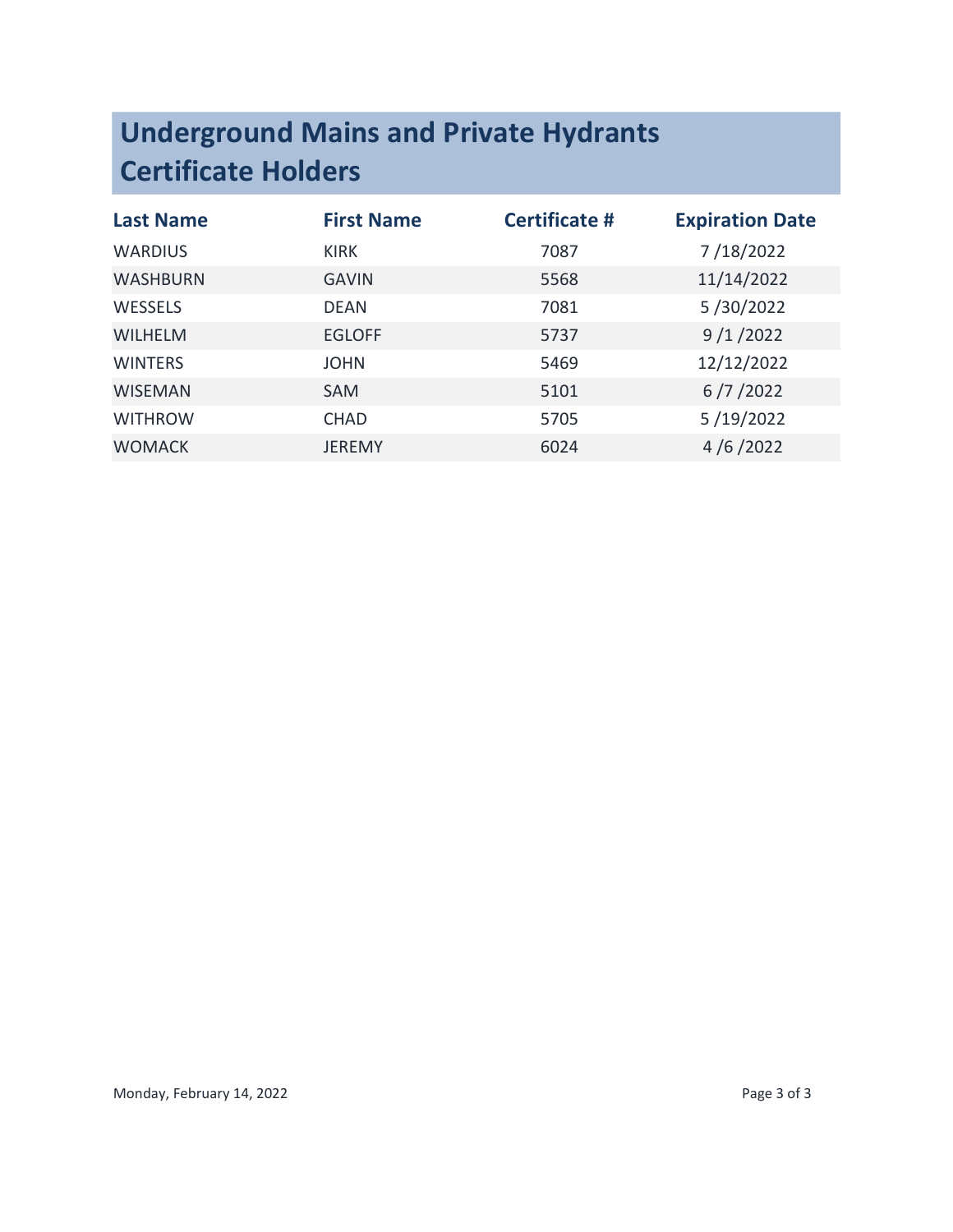# Underground Mains and Private Hydrants Certificate Holders

| Last Name | First Name | Certificate # | Expiration Date |
|---|---|---|---|
| WARDIUS | KIRK | 7087 | 7 /18/2022 |
| WASHBURN | GAVIN | 5568 | 11/14/2022 |
| WESSELS | DEAN | 7081 | 5 /30/2022 |
| WILHELM | EGLOFF | 5737 | 9 /1 /2022 |
| WINTERS | JOHN | 5469 | 12/12/2022 |
| WISEMAN | SAM | 5101 | 6 /7 /2022 |
| WITHROW | CHAD | 5705 | 5 /19/2022 |
| WOMACK | JEREMY | 6024 | 4 /6 /2022 |

Monday, February 14, 2022